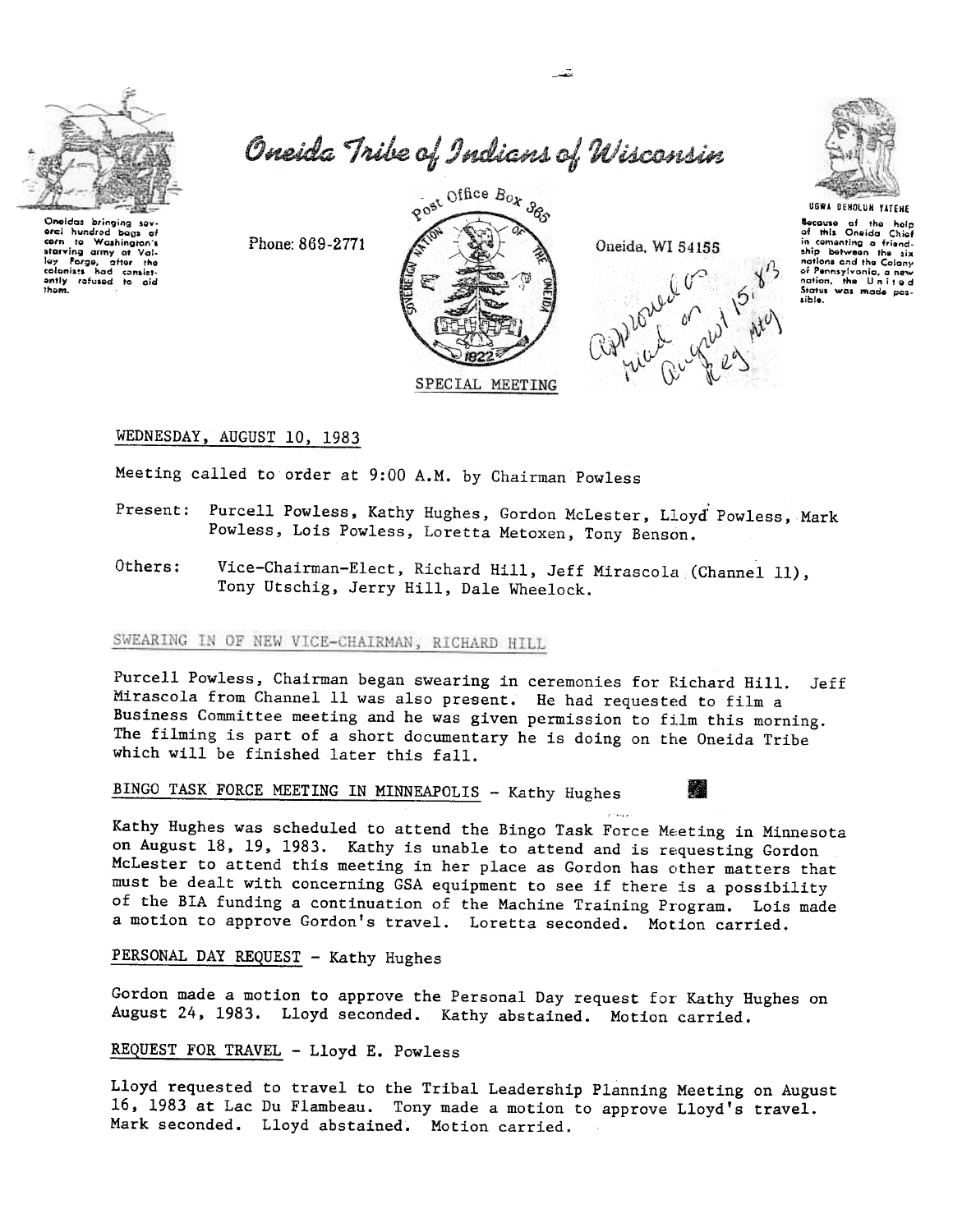# Oneida Tribe of Indians of Wisconsin

Oneidas bringing several hundred bags of corn to Washington's starving army at Valley Forge, after the colonists had consistently refused to aid them.

Phone: 869-2771

Post Office Box 365

Oneida, WI 54155

UGWA DEHOLUH YATEHE

Because of the help of this Oneida Chief in cementing a friendship between the six nations and the Colony of Pennsylvania, a new nation, the United States was made possible.

Approved as read on August 15, 83 Reg Mtg

SPECIAL MEETING

WEDNESDAY, AUGUST 10, 1983

Meeting called to order at 9:00 A.M. by Chairman Powless

Present: Purcell Powless, Kathy Hughes, Gordon McLester, Lloyd Powless, Mark Powless, Lois Powless, Loretta Metoxen, Tony Benson.

Others: Vice-Chairman-Elect, Richard Hill, Jeff Mirascola (Channel 11), Tony Utschig, Jerry Hill, Dale Wheelock.

## SWEARING IN OF NEW VICE-CHAIRMAN, RICHARD HILL

Purcell Powless, Chairman began swearing in ceremonies for Richard Hill. Jeff Mirascola from Channel 11 was also present. He had requested to film a Business Committee meeting and he was given permission to film this morning. The filming is part of a short documentary he is doing on the Oneida Tribe which will be finished later this fall.

## BINGO TASK FORCE MEETING IN MINNEAPOLIS - Kathy Hughes

Kathy Hughes was scheduled to attend the Bingo Task Force Meeting in Minnesota on August 18, 19, 1983. Kathy is unable to attend and is requesting Gordon McLester to attend this meeting in her place as Gordon has other matters that must be dealt with concerning GSA equipment to see if there is a possibility of the BIA funding a continuation of the Machine Training Program. Lois made a motion to approve Gordon's travel. Loretta seconded. Motion carried.

## PERSONAL DAY REQUEST - Kathy Hughes

Gordon made a motion to approve the Personal Day request for Kathy Hughes on August 24, 1983. Lloyd seconded. Kathy abstained. Motion carried.

## REQUEST FOR TRAVEL - Lloyd E. Powless

Lloyd requested to travel to the Tribal Leadership Planning Meeting on August 16, 1983 at Lac Du Flambeau. Tony made a motion to approve Lloyd's travel. Mark seconded. Lloyd abstained. Motion carried.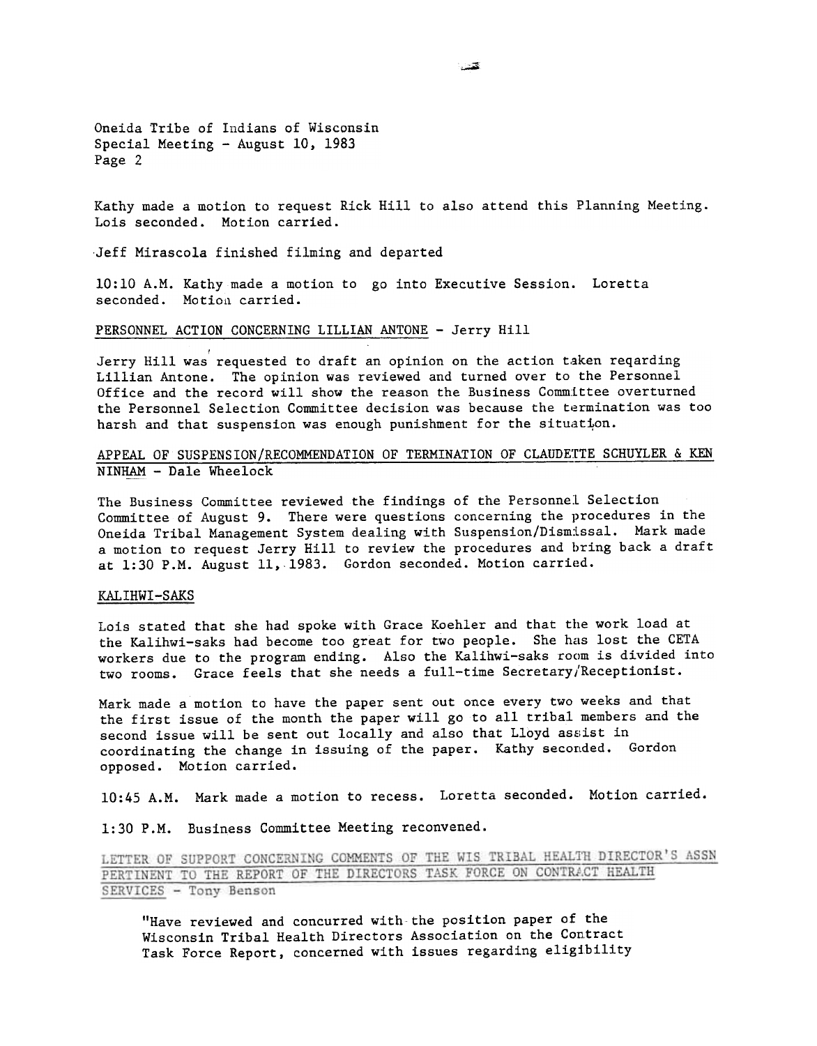Oneida Tribe of Indians of Wisconsin
Special Meeting - August 10, 1983
Page 2

Kathy made a motion to request Rick Hill to also attend this Planning Meeting. Lois seconded. Motion carried.

Jeff Mirascola finished filming and departed

10:10 A.M. Kathy made a motion to go into Executive Session. Loretta seconded. Motion carried.

PERSONNEL ACTION CONCERNING LILLIAN ANTONE - Jerry Hill

Jerry Hill was requested to draft an opinion on the action taken reqarding Lillian Antone. The opinion was reviewed and turned over to the Personnel Office and the record will show the reason the Business Committee overturned the Personnel Selection Committee decision was because the termination was too harsh and that suspension was enough punishment for the situation.

APPEAL OF SUSPENSION/RECOMMENDATION OF TERMINATION OF CLAUDETTE SCHUYLER & KEN NINHAM - Dale Wheelock

The Business Committee reviewed the findings of the Personnel Selection Committee of August 9. There were questions concerning the procedures in the Oneida Tribal Management System dealing with Suspension/Dismissal. Mark made a motion to request Jerry Hill to review the procedures and bring back a draft at 1:30 P.M. August 11, 1983. Gordon seconded. Motion carried.

KALIHWI-SAKS

Lois stated that she had spoke with Grace Koehler and that the work load at the Kalihwi-saks had become too great for two people. She has lost the CETA workers due to the program ending. Also the Kalihwi-saks room is divided into two rooms. Grace feels that she needs a full-time Secretary/Receptionist.

Mark made a motion to have the paper sent out once every two weeks and that the first issue of the month the paper will go to all tribal members and the second issue will be sent out locally and also that Lloyd assist in coordinating the change in issuing of the paper. Kathy seconded. Gordon opposed. Motion carried.

10:45 A.M. Mark made a motion to recess. Loretta seconded. Motion carried.

1:30 P.M. Business Committee Meeting reconvened.

LETTER OF SUPPORT CONCERNING COMMENTS OF THE WIS TRIBAL HEALTH DIRECTOR'S ASSN PERTINENT TO THE REPORT OF THE DIRECTORS TASK FORCE ON CONTRACT HEALTH SERVICES - Tony Benson

> "Have reviewed and concurred with the position paper of the Wisconsin Tribal Health Directors Association on the Contract Task Force Report, concerned with issues regarding eligibility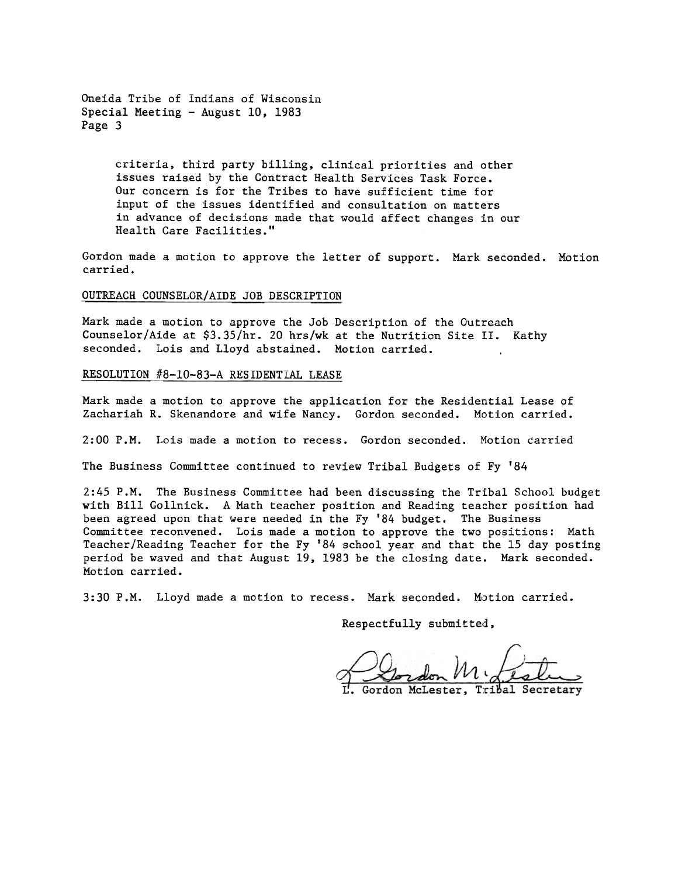criteria, third party billing, clinical priorities and other issues raised by the Contract Health Services Task Force. Our concern is for the Tribes to have sufficient time for input of the issues identified and consultation on matters in advance of decisions made that would affect changes in our Health Care Facilities."

Gordon made a motion to approve the letter of support. Mark seconded. Motion carried.

## OUTREACH COUNSELOR/AIDE JOB DESCRIPTION

Mark made a motion to approve the Job Description of the Outreach Counselor/Aide at $3.35/hr. 20 hrs/wk at the Nutrition Site II. Kathy seconded. Lois and Lloyd abstained. Motion carried.

## RESOLUTION #8-10-83-A RESIDENTIAL LEASE

Mark made a motion to approve the application for the Residential Lease of Zachariah R. Skenandore and wife Nancy. Gordon seconded. Motion carried.

2:00 P.M. Lois made a motion to recess. Gordon seconded. Motion carried

The Business Committee continued to review Tribal Budgets of Fy '84

2:45 P.M. The Business Committee had been discussing the Tribal School budget with Bill Gollnick. A Math teacher position and Reading teacher position had been agreed upon that were needed in the Fy '84 budget. The Business Committee reconvened. Lois made a motion to approve the two positions: Math Teacher/Reading Teacher for the Fy '84 school year and that the 15 day posting period be waved and that August 19, 1983 be the closing date. Mark seconded. Motion carried.

3:30 P.M. Lloyd made a motion to recess. Mark seconded. Motion carried.

Respectfully submitted,

L. Gordon McLester, Tribal Secretary